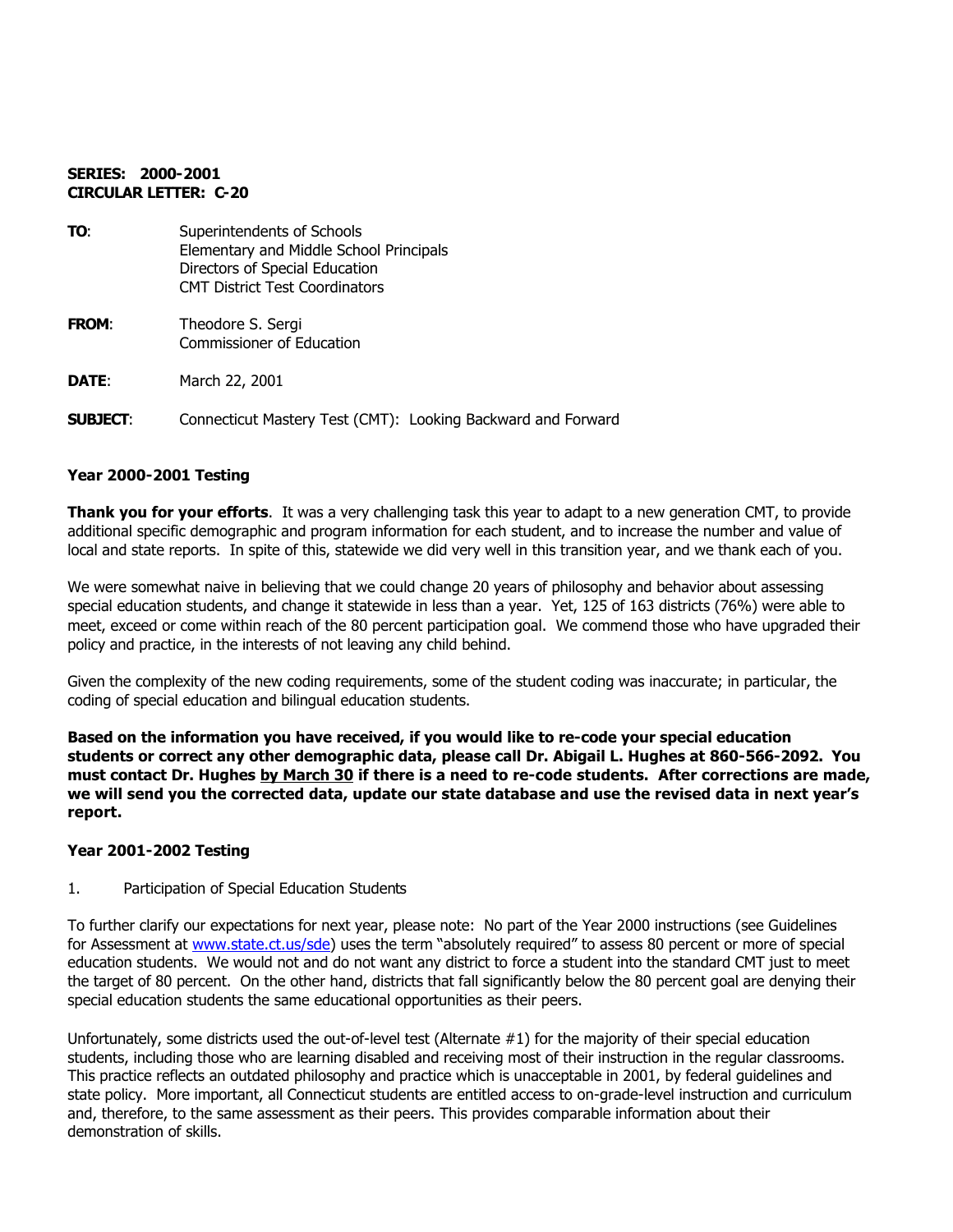**SERIES: 2000-2001**
**CIRCULAR LETTER: C-20**

**TO**: Superintendents of Schools
Elementary and Middle School Principals
Directors of Special Education
CMT District Test Coordinators

**FROM**: Theodore S. Sergi
Commissioner of Education

**DATE**: March 22, 2001

**SUBJECT**: Connecticut Mastery Test (CMT): Looking Backward and Forward

### Year 2000-2001 Testing

**Thank you for your efforts**. It was a very challenging task this year to adapt to a new generation CMT, to provide additional specific demographic and program information for each student, and to increase the number and value of local and state reports. In spite of this, statewide we did very well in this transition year, and we thank each of you.

We were somewhat naive in believing that we could change 20 years of philosophy and behavior about assessing special education students, and change it statewide in less than a year. Yet, 125 of 163 districts (76%) were able to meet, exceed or come within reach of the 80 percent participation goal. We commend those who have upgraded their policy and practice, in the interests of not leaving any child behind.

Given the complexity of the new coding requirements, some of the student coding was inaccurate; in particular, the coding of special education and bilingual education students.

**Based on the information you have received, if you would like to re-code your special education students or correct any other demographic data, please call Dr. Abigail L. Hughes at 860-566-2092. You must contact Dr. Hughes <u>by March 30</u> if there is a need to re-code students. After corrections are made, we will send you the corrected data, update our state database and use the revised data in next year's report.**

### Year 2001-2002 Testing

1. Participation of Special Education Students

To further clarify our expectations for next year, please note: No part of the Year 2000 instructions (see Guidelines for Assessment at www.state.ct.us/sde) uses the term "absolutely required" to assess 80 percent or more of special education students. We would not and do not want any district to force a student into the standard CMT just to meet the target of 80 percent. On the other hand, districts that fall significantly below the 80 percent goal are denying their special education students the same educational opportunities as their peers.

Unfortunately, some districts used the out-of-level test (Alternate #1) for the majority of their special education students, including those who are learning disabled and receiving most of their instruction in the regular classrooms. This practice reflects an outdated philosophy and practice which is unacceptable in 2001, by federal guidelines and state policy. More important, all Connecticut students are entitled access to on-grade-level instruction and curriculum and, therefore, to the same assessment as their peers. This provides comparable information about their demonstration of skills.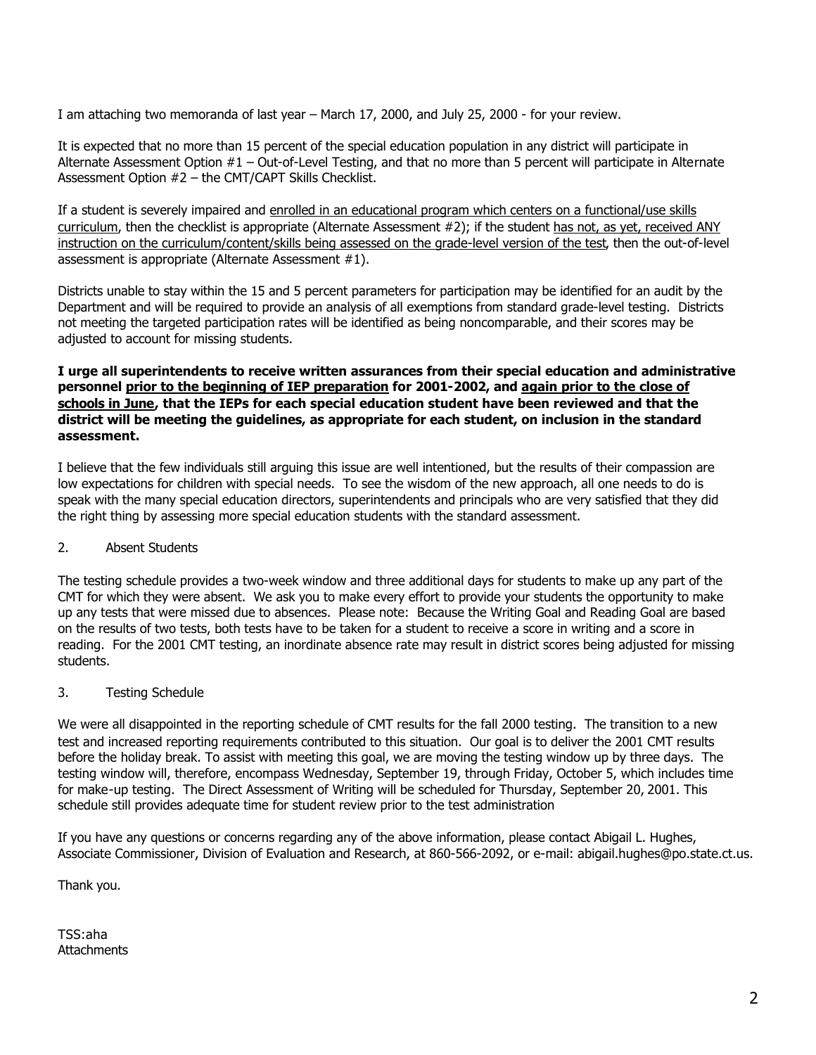I am attaching two memoranda of last year – March 17, 2000, and July 25, 2000 - for your review.

It is expected that no more than 15 percent of the special education population in any district will participate in Alternate Assessment Option #1 – Out-of-Level Testing, and that no more than 5 percent will participate in Alternate Assessment Option #2 – the CMT/CAPT Skills Checklist.

If a student is severely impaired and <u>enrolled in an educational program which centers on a functional/use skills curriculum</u>, then the checklist is appropriate (Alternate Assessment #2); if the student <u>has not, as yet, received ANY instruction on the curriculum/content/skills being assessed on the grade-level version of the test</u>, then the out-of-level assessment is appropriate (Alternate Assessment #1).

Districts unable to stay within the 15 and 5 percent parameters for participation may be identified for an audit by the Department and will be required to provide an analysis of all exemptions from standard grade-level testing. Districts not meeting the targeted participation rates will be identified as being noncomparable, and their scores may be adjusted to account for missing students.

**I urge all superintendents to receive written assurances from their special education and administrative personnel <u>prior to the beginning of IEP preparation</u> for 2001-2002, and <u>again prior to the close of schools in June</u>, that the IEPs for each special education student have been reviewed and that the district will be meeting the guidelines, as appropriate for each student, on inclusion in the standard assessment.**

I believe that the few individuals still arguing this issue are well intentioned, but the results of their compassion are low expectations for children with special needs. To see the wisdom of the new approach, all one needs to do is speak with the many special education directors, superintendents and principals who are very satisfied that they did the right thing by assessing more special education students with the standard assessment.

2. Absent Students

The testing schedule provides a two-week window and three additional days for students to make up any part of the CMT for which they were absent. We ask you to make every effort to provide your students the opportunity to make up any tests that were missed due to absences. Please note: Because the Writing Goal and Reading Goal are based on the results of two tests, both tests have to be taken for a student to receive a score in writing and a score in reading. For the 2001 CMT testing, an inordinate absence rate may result in district scores being adjusted for missing students.

3. Testing Schedule

We were all disappointed in the reporting schedule of CMT results for the fall 2000 testing. The transition to a new test and increased reporting requirements contributed to this situation. Our goal is to deliver the 2001 CMT results before the holiday break. To assist with meeting this goal, we are moving the testing window up by three days. The testing window will, therefore, encompass Wednesday, September 19, through Friday, October 5, which includes time for make-up testing. The Direct Assessment of Writing will be scheduled for Thursday, September 20, 2001. This schedule still provides adequate time for student review prior to the test administration

If you have any questions or concerns regarding any of the above information, please contact Abigail L. Hughes, Associate Commissioner, Division of Evaluation and Research, at 860-566-2092, or e-mail: abigail.hughes@po.state.ct.us.

Thank you.

TSS:aha
Attachments